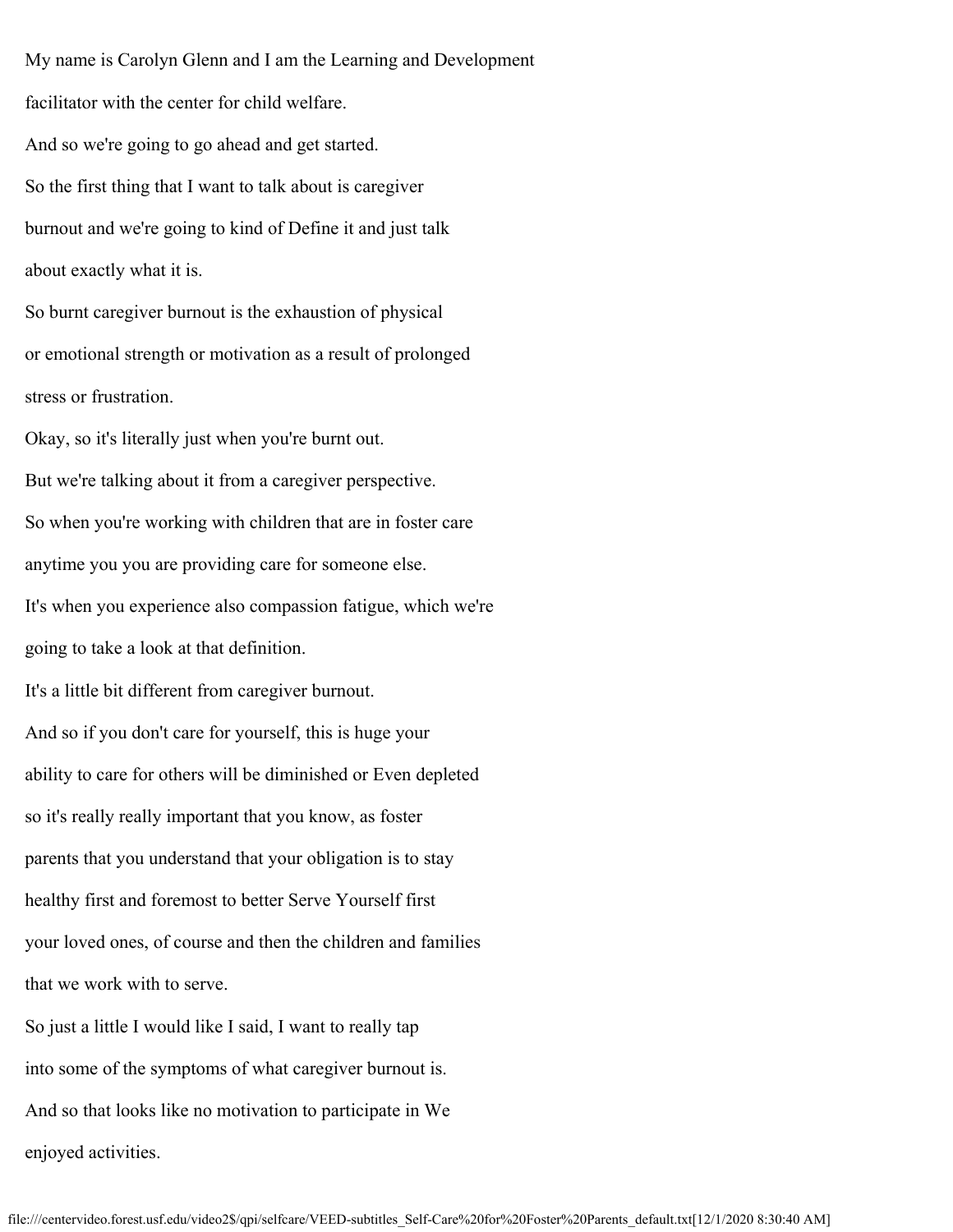My name is Carolyn Glenn and I am the Learning and Development

facilitator with the center for child welfare.

And so we're going to go ahead and get started.

So the first thing that I want to talk about is caregiver

burnout and we're going to kind of Define it and just talk

about exactly what it is.

So burnt caregiver burnout is the exhaustion of physical

or emotional strength or motivation as a result of prolonged

stress or frustration.

Okay, so it's literally just when you're burnt out.

But we're talking about it from a caregiver perspective.

So when you're working with children that are in foster care

anytime you you are providing care for someone else.

It's when you experience also compassion fatigue, which we're

going to take a look at that definition.

It's a little bit different from caregiver burnout.

And so if you don't care for yourself, this is huge your

ability to care for others will be diminished or Even depleted

so it's really really important that you know, as foster

parents that you understand that your obligation is to stay

healthy first and foremost to better Serve Yourself first

your loved ones, of course and then the children and families

that we work with to serve.

So just a little I would like I said, I want to really tap

into some of the symptoms of what caregiver burnout is.

And so that looks like no motivation to participate in We

enjoyed activities.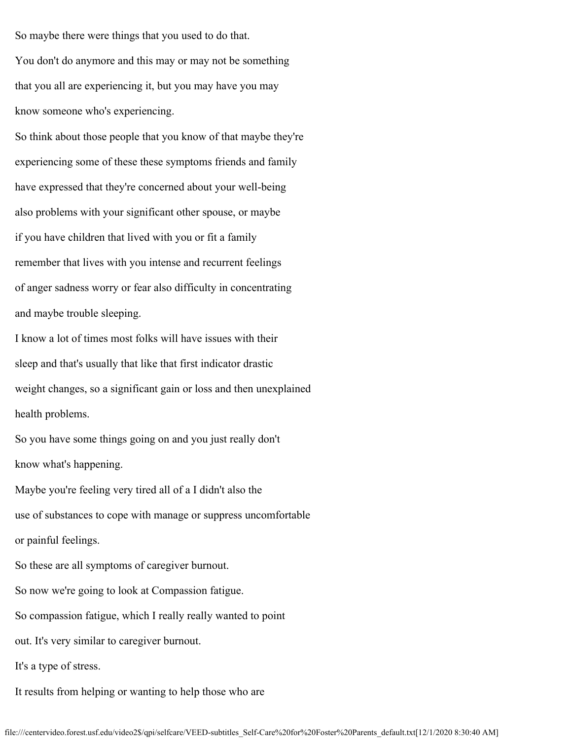So maybe there were things that you used to do that.

You don't do anymore and this may or may not be something

that you all are experiencing it, but you may have you may

know someone who's experiencing.

So think about those people that you know of that maybe they're

experiencing some of these these symptoms friends and family

have expressed that they're concerned about your well-being

also problems with your significant other spouse, or maybe

if you have children that lived with you or fit a family

remember that lives with you intense and recurrent feelings

of anger sadness worry or fear also difficulty in concentrating

and maybe trouble sleeping.

I know a lot of times most folks will have issues with their

sleep and that's usually that like that first indicator drastic

weight changes, so a significant gain or loss and then unexplained

health problems.

So you have some things going on and you just really don't

know what's happening.

Maybe you're feeling very tired all of a I didn't also the

use of substances to cope with manage or suppress uncomfortable

or painful feelings.

So these are all symptoms of caregiver burnout.

So now we're going to look at Compassion fatigue.

So compassion fatigue, which I really really wanted to point

out. It's very similar to caregiver burnout.

It's a type of stress.

It results from helping or wanting to help those who are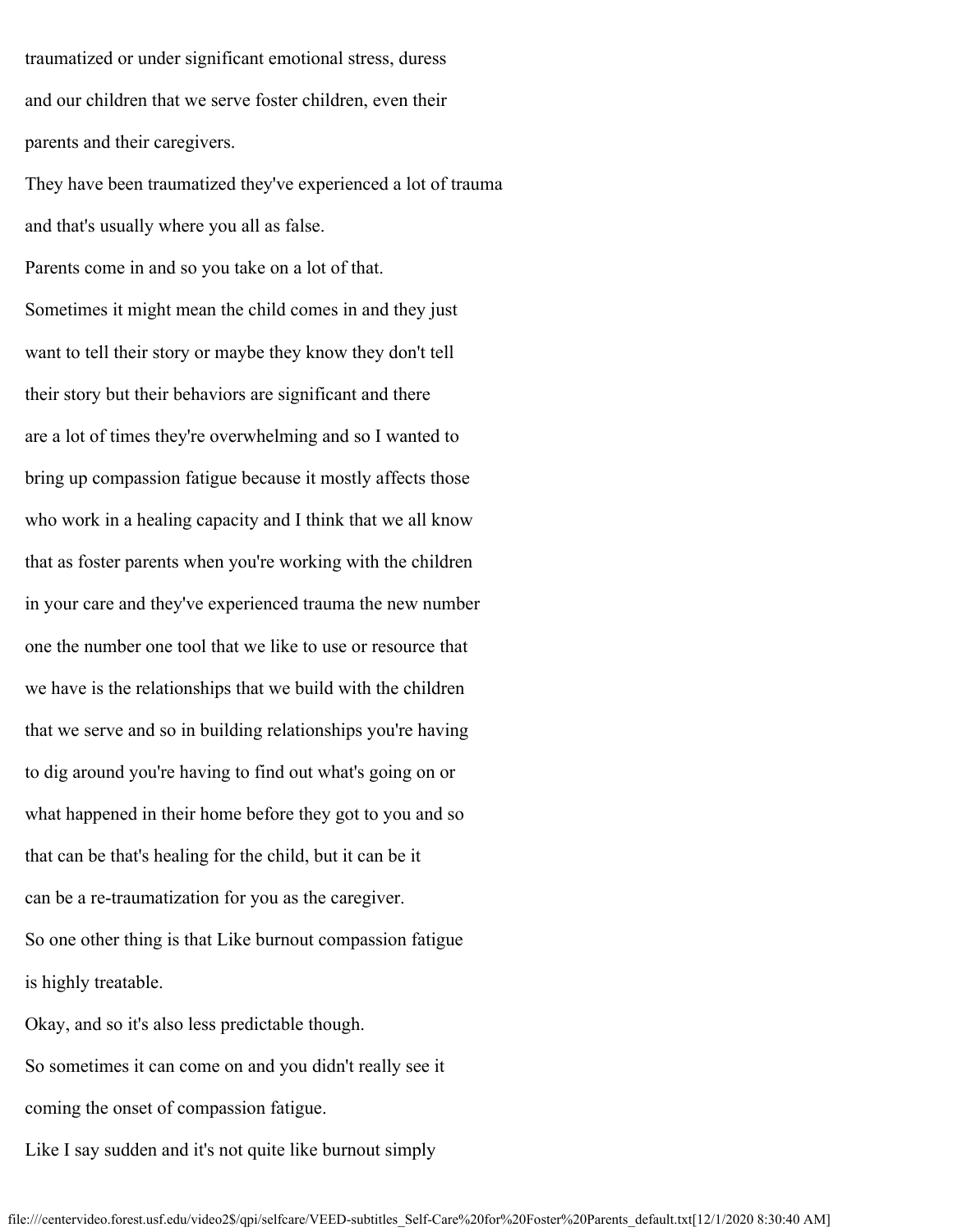traumatized or under significant emotional stress, duress

and our children that we serve foster children, even their

parents and their caregivers.

They have been traumatized they've experienced a lot of trauma

and that's usually where you all as false.

Parents come in and so you take on a lot of that.

Sometimes it might mean the child comes in and they just

want to tell their story or maybe they know they don't tell

their story but their behaviors are significant and there

are a lot of times they're overwhelming and so I wanted to

bring up compassion fatigue because it mostly affects those

who work in a healing capacity and I think that we all know

that as foster parents when you're working with the children

in your care and they've experienced trauma the new number

one the number one tool that we like to use or resource that

we have is the relationships that we build with the children

that we serve and so in building relationships you're having

to dig around you're having to find out what's going on or

what happened in their home before they got to you and so

that can be that's healing for the child, but it can be it

can be a re-traumatization for you as the caregiver.

So one other thing is that Like burnout compassion fatigue

is highly treatable.

Okay, and so it's also less predictable though.

So sometimes it can come on and you didn't really see it

coming the onset of compassion fatigue.

Like I say sudden and it's not quite like burnout simply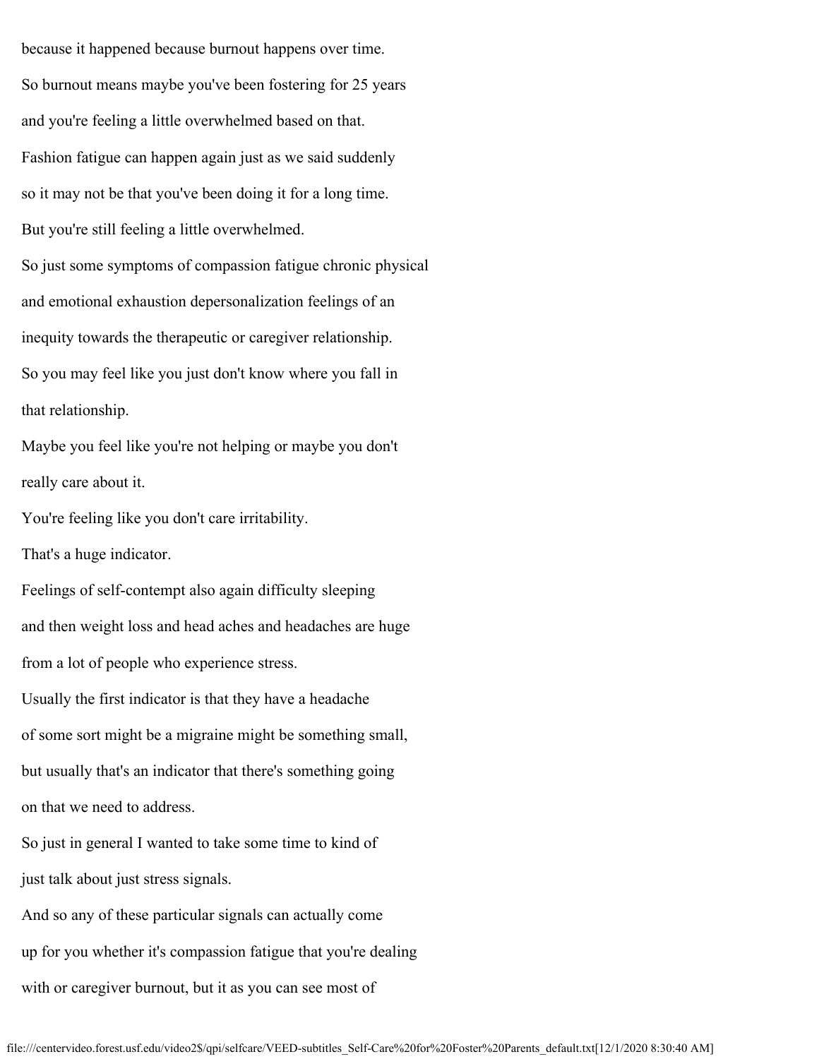because it happened because burnout happens over time.

So burnout means maybe you've been fostering for 25 years

and you're feeling a little overwhelmed based on that.

Fashion fatigue can happen again just as we said suddenly

so it may not be that you've been doing it for a long time.

But you're still feeling a little overwhelmed.

So just some symptoms of compassion fatigue chronic physical

and emotional exhaustion depersonalization feelings of an

inequity towards the therapeutic or caregiver relationship.

So you may feel like you just don't know where you fall in

that relationship.

Maybe you feel like you're not helping or maybe you don't

really care about it.

You're feeling like you don't care irritability.

That's a huge indicator.

Feelings of self-contempt also again difficulty sleeping

and then weight loss and head aches and headaches are huge

from a lot of people who experience stress.

Usually the first indicator is that they have a headache

of some sort might be a migraine might be something small,

but usually that's an indicator that there's something going

on that we need to address.

So just in general I wanted to take some time to kind of

just talk about just stress signals.

And so any of these particular signals can actually come

up for you whether it's compassion fatigue that you're dealing

with or caregiver burnout, but it as you can see most of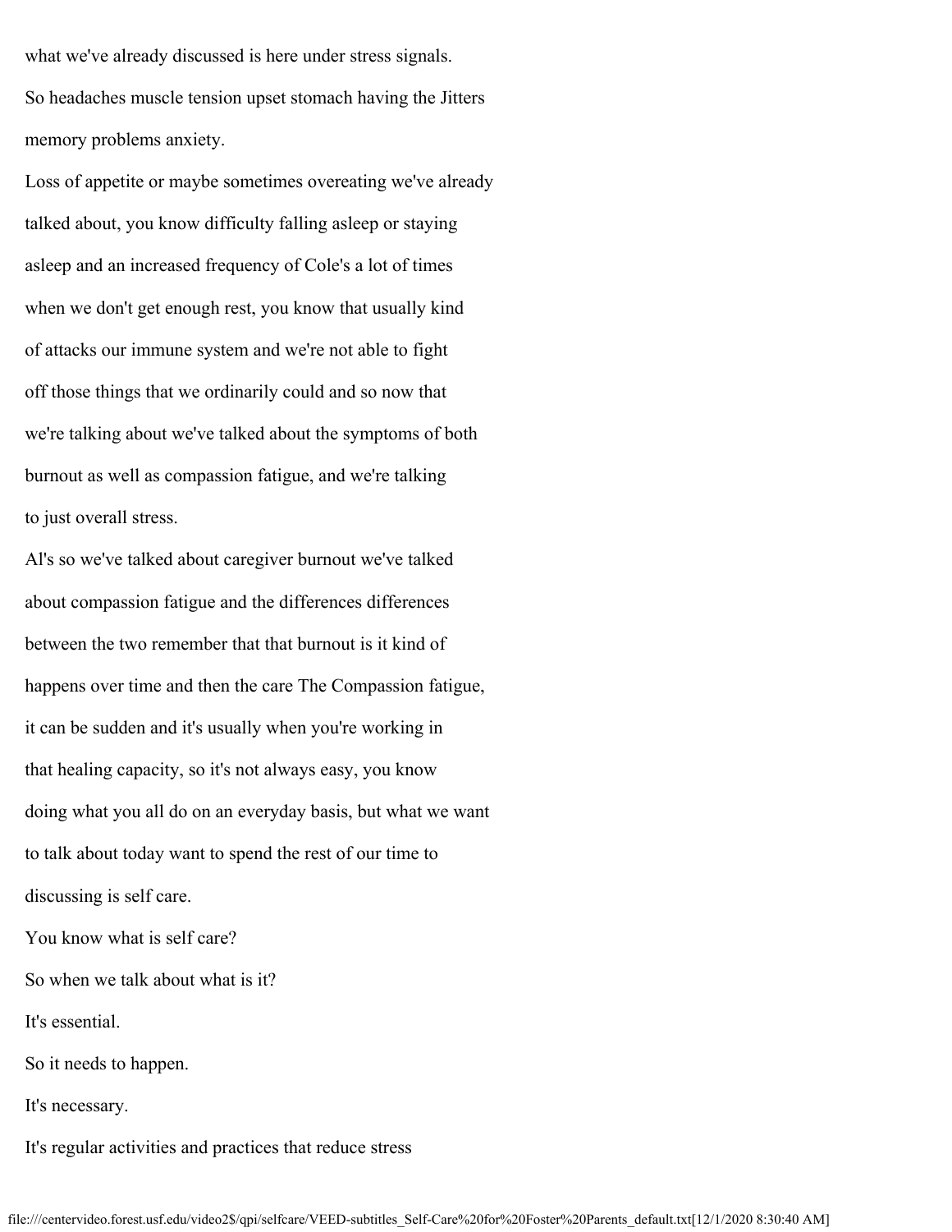what we've already discussed is here under stress signals.

So headaches muscle tension upset stomach having the Jitters memory problems anxiety.

Loss of appetite or maybe sometimes overeating we've already talked about, you know difficulty falling asleep or staying asleep and an increased frequency of Cole's a lot of times when we don't get enough rest, you know that usually kind of attacks our immune system and we're not able to fight off those things that we ordinarily could and so now that we're talking about we've talked about the symptoms of both burnout as well as compassion fatigue, and we're talking to just overall stress.

Al's so we've talked about caregiver burnout we've talked about compassion fatigue and the differences differences between the two remember that that burnout is it kind of happens over time and then the care The Compassion fatigue, it can be sudden and it's usually when you're working in that healing capacity, so it's not always easy, you know doing what you all do on an everyday basis, but what we want to talk about today want to spend the rest of our time to discussing is self care.

You know what is self care?

So when we talk about what is it?

It's essential.

So it needs to happen.

It's necessary.

It's regular activities and practices that reduce stress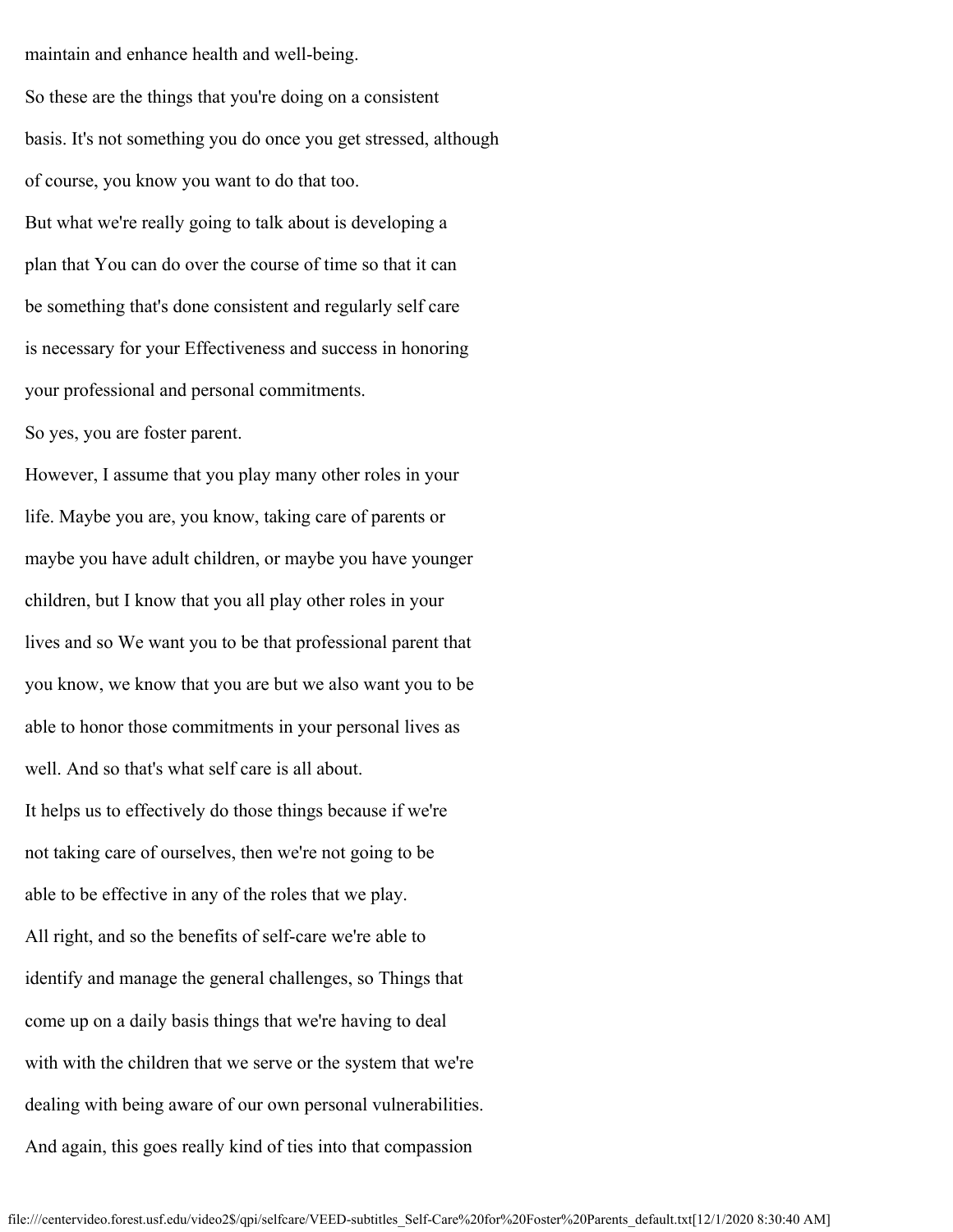maintain and enhance health and well-being.

So these are the things that you're doing on a consistent basis. It's not something you do once you get stressed, although of course, you know you want to do that too.

But what we're really going to talk about is developing a plan that You can do over the course of time so that it can be something that's done consistent and regularly self care is necessary for your Effectiveness and success in honoring your professional and personal commitments.

So yes, you are foster parent.

However, I assume that you play many other roles in your life. Maybe you are, you know, taking care of parents or maybe you have adult children, or maybe you have younger children, but I know that you all play other roles in your lives and so We want you to be that professional parent that you know, we know that you are but we also want you to be able to honor those commitments in your personal lives as well. And so that's what self care is all about.

It helps us to effectively do those things because if we're not taking care of ourselves, then we're not going to be able to be effective in any of the roles that we play.

All right, and so the benefits of self-care we're able to identify and manage the general challenges, so Things that come up on a daily basis things that we're having to deal with with the children that we serve or the system that we're dealing with being aware of our own personal vulnerabilities.

And again, this goes really kind of ties into that compassion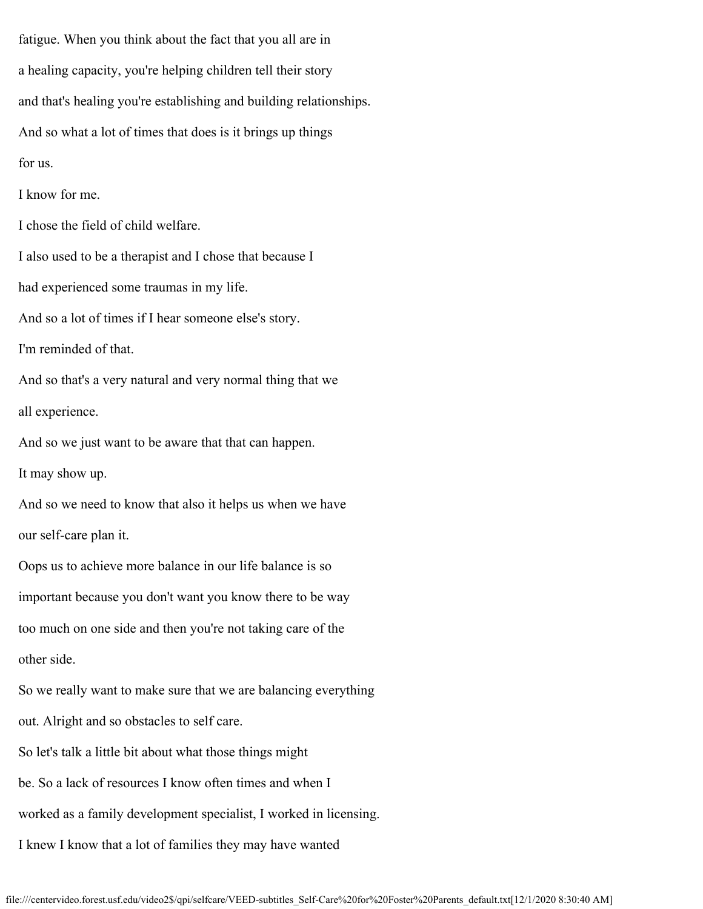fatigue. When you think about the fact that you all are in

a healing capacity, you're helping children tell their story

and that's healing you're establishing and building relationships.

And so what a lot of times that does is it brings up things

for us.

I know for me.

I chose the field of child welfare.

I also used to be a therapist and I chose that because I

had experienced some traumas in my life.

And so a lot of times if I hear someone else's story.

I'm reminded of that.

And so that's a very natural and very normal thing that we

all experience.

And so we just want to be aware that that can happen.

It may show up.

And so we need to know that also it helps us when we have

our self-care plan it.

Oops us to achieve more balance in our life balance is so

important because you don't want you know there to be way

too much on one side and then you're not taking care of the

other side.

So we really want to make sure that we are balancing everything

out. Alright and so obstacles to self care.

So let's talk a little bit about what those things might

be. So a lack of resources I know often times and when I

worked as a family development specialist, I worked in licensing.

I knew I know that a lot of families they may have wanted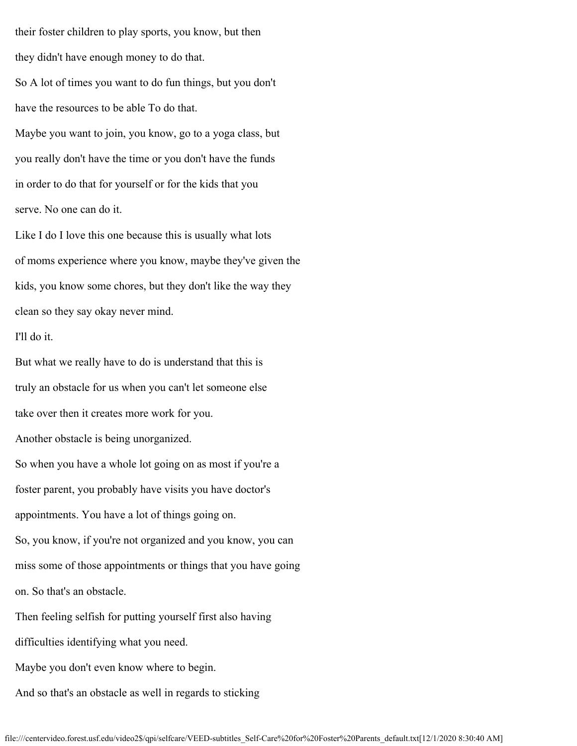their foster children to play sports, you know, but then

they didn't have enough money to do that.

So A lot of times you want to do fun things, but you don't

have the resources to be able To do that.

Maybe you want to join, you know, go to a yoga class, but

you really don't have the time or you don't have the funds

in order to do that for yourself or for the kids that you

serve. No one can do it.

Like I do I love this one because this is usually what lots

of moms experience where you know, maybe they've given the

kids, you know some chores, but they don't like the way they

clean so they say okay never mind.

I'll do it.

But what we really have to do is understand that this is

truly an obstacle for us when you can't let someone else

take over then it creates more work for you.

Another obstacle is being unorganized.

So when you have a whole lot going on as most if you're a

foster parent, you probably have visits you have doctor's

appointments. You have a lot of things going on.

So, you know, if you're not organized and you know, you can

miss some of those appointments or things that you have going

on. So that's an obstacle.

Then feeling selfish for putting yourself first also having

difficulties identifying what you need.

Maybe you don't even know where to begin.

And so that's an obstacle as well in regards to sticking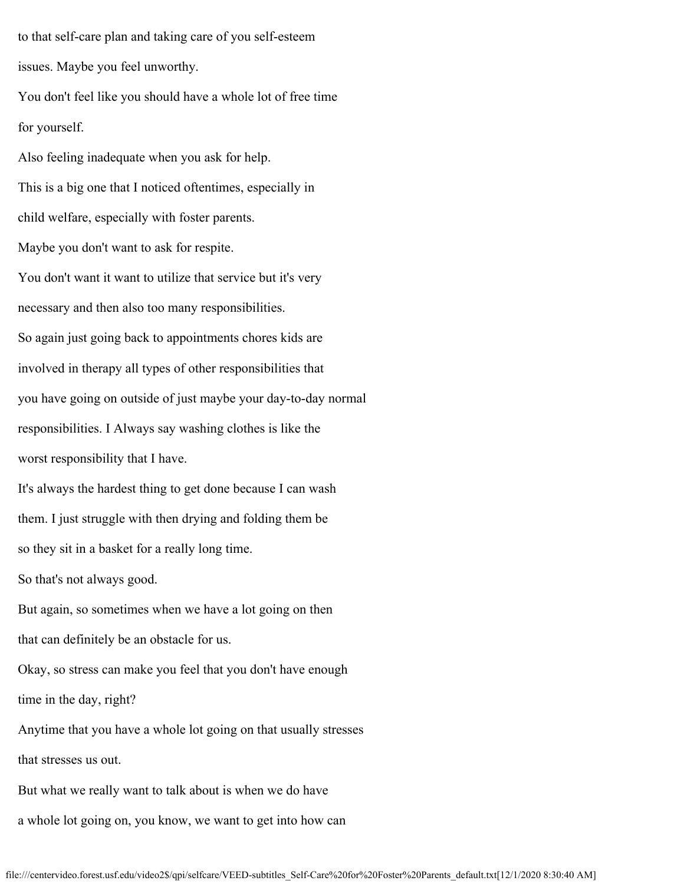to that self-care plan and taking care of you self-esteem

issues. Maybe you feel unworthy.

You don't feel like you should have a whole lot of free time

for yourself.

Also feeling inadequate when you ask for help.

This is a big one that I noticed oftentimes, especially in

child welfare, especially with foster parents.

Maybe you don't want to ask for respite.

You don't want it want to utilize that service but it's very

necessary and then also too many responsibilities.

So again just going back to appointments chores kids are

involved in therapy all types of other responsibilities that

you have going on outside of just maybe your day-to-day normal

responsibilities. I Always say washing clothes is like the

worst responsibility that I have.

It's always the hardest thing to get done because I can wash

them. I just struggle with then drying and folding them be

so they sit in a basket for a really long time.

So that's not always good.

But again, so sometimes when we have a lot going on then

that can definitely be an obstacle for us.

Okay, so stress can make you feel that you don't have enough

time in the day, right?

Anytime that you have a whole lot going on that usually stresses

that stresses us out.

But what we really want to talk about is when we do have

a whole lot going on, you know, we want to get into how can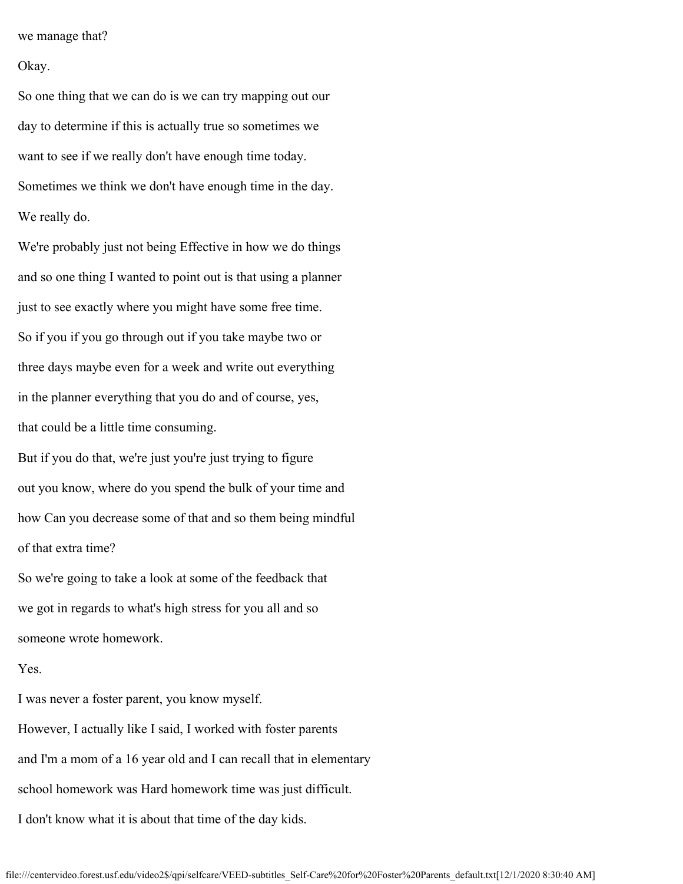we manage that?

Okay.

So one thing that we can do is we can try mapping out our

day to determine if this is actually true so sometimes we

want to see if we really don't have enough time today.

Sometimes we think we don't have enough time in the day.

We really do.

We're probably just not being Effective in how we do things

and so one thing I wanted to point out is that using a planner

just to see exactly where you might have some free time.

So if you if you go through out if you take maybe two or

three days maybe even for a week and write out everything

in the planner everything that you do and of course, yes,

that could be a little time consuming.

But if you do that, we're just you're just trying to figure

out you know, where do you spend the bulk of your time and

how Can you decrease some of that and so them being mindful

of that extra time?

So we're going to take a look at some of the feedback that

we got in regards to what's high stress for you all and so

someone wrote homework.

Yes.

I was never a foster parent, you know myself.

However, I actually like I said, I worked with foster parents

and I'm a mom of a 16 year old and I can recall that in elementary

school homework was Hard homework time was just difficult.

I don't know what it is about that time of the day kids.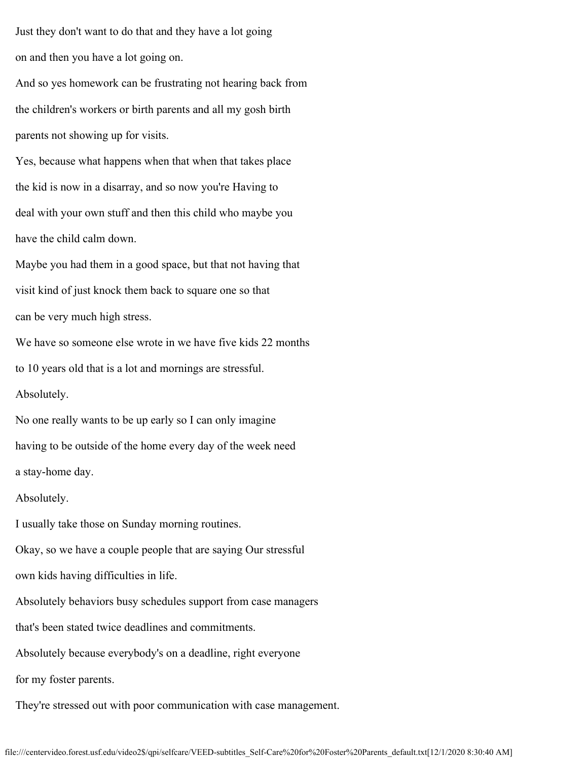Just they don't want to do that and they have a lot going on and then you have a lot going on.

And so yes homework can be frustrating not hearing back from the children's workers or birth parents and all my gosh birth parents not showing up for visits.

Yes, because what happens when that when that takes place the kid is now in a disarray, and so now you're Having to deal with your own stuff and then this child who maybe you have the child calm down.

Maybe you had them in a good space, but that not having that visit kind of just knock them back to square one so that can be very much high stress.

We have so someone else wrote in we have five kids 22 months to 10 years old that is a lot and mornings are stressful.

Absolutely.

No one really wants to be up early so I can only imagine having to be outside of the home every day of the week need a stay-home day.

Absolutely.

I usually take those on Sunday morning routines.

Okay, so we have a couple people that are saying Our stressful own kids having difficulties in life.

Absolutely behaviors busy schedules support from case managers that's been stated twice deadlines and commitments.

Absolutely because everybody's on a deadline, right everyone for my foster parents.

They're stressed out with poor communication with case management.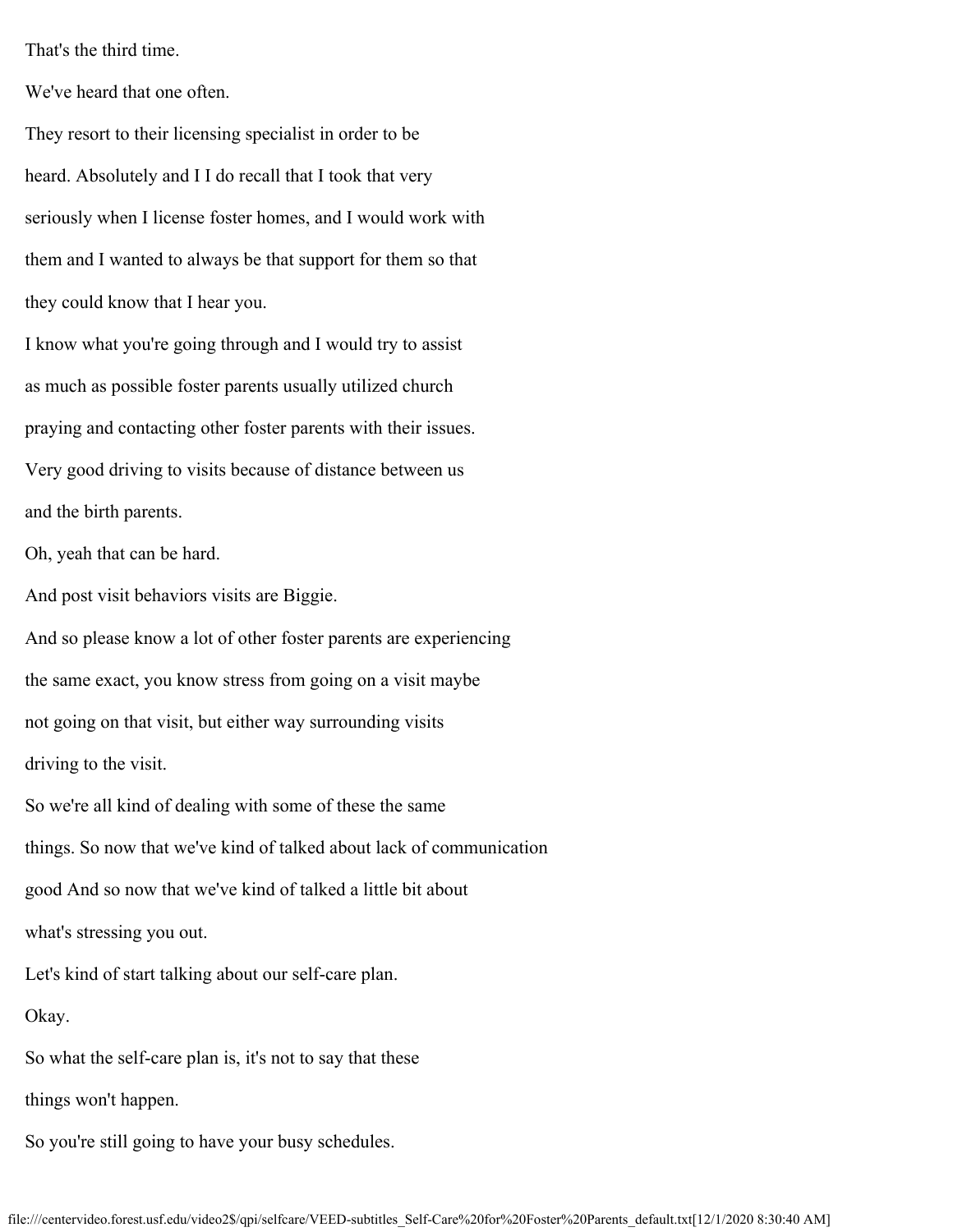That's the third time.

We've heard that one often.

They resort to their licensing specialist in order to be

heard. Absolutely and I I do recall that I took that very

seriously when I license foster homes, and I would work with

them and I wanted to always be that support for them so that

they could know that I hear you.

I know what you're going through and I would try to assist

as much as possible foster parents usually utilized church

praying and contacting other foster parents with their issues.

Very good driving to visits because of distance between us

and the birth parents.

Oh, yeah that can be hard.

And post visit behaviors visits are Biggie.

And so please know a lot of other foster parents are experiencing

the same exact, you know stress from going on a visit maybe

not going on that visit, but either way surrounding visits

driving to the visit.

So we're all kind of dealing with some of these the same

things. So now that we've kind of talked about lack of communication

good And so now that we've kind of talked a little bit about

what's stressing you out.

Let's kind of start talking about our self-care plan.

Okay.

So what the self-care plan is, it's not to say that these

things won't happen.

So you're still going to have your busy schedules.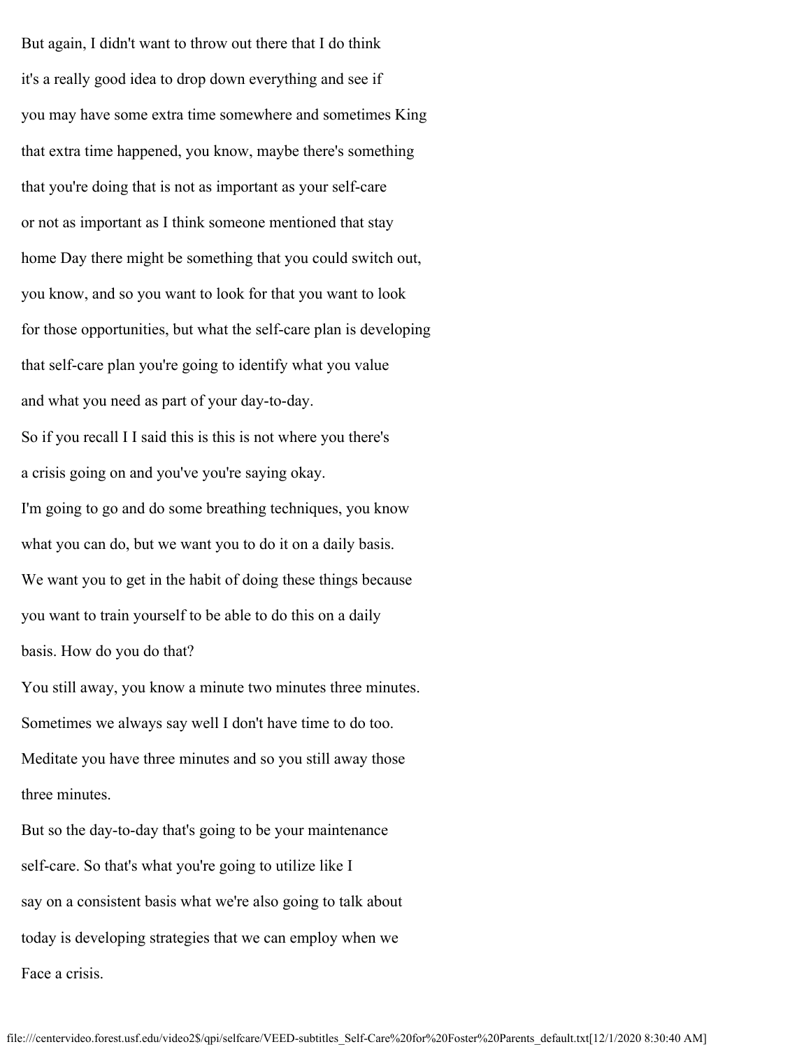But again, I didn't want to throw out there that I do think

it's a really good idea to drop down everything and see if

you may have some extra time somewhere and sometimes King

that extra time happened, you know, maybe there's something

that you're doing that is not as important as your self-care

or not as important as I think someone mentioned that stay

home Day there might be something that you could switch out,

you know, and so you want to look for that you want to look

for those opportunities, but what the self-care plan is developing

that self-care plan you're going to identify what you value

and what you need as part of your day-to-day.

So if you recall I I said this is this is not where you there's

a crisis going on and you've you're saying okay.

I'm going to go and do some breathing techniques, you know

what you can do, but we want you to do it on a daily basis.

We want you to get in the habit of doing these things because

you want to train yourself to be able to do this on a daily

basis. How do you do that?

You still away, you know a minute two minutes three minutes.

Sometimes we always say well I don't have time to do too.

Meditate you have three minutes and so you still away those

three minutes.

But so the day-to-day that's going to be your maintenance

self-care. So that's what you're going to utilize like I

say on a consistent basis what we're also going to talk about

today is developing strategies that we can employ when we

Face a crisis.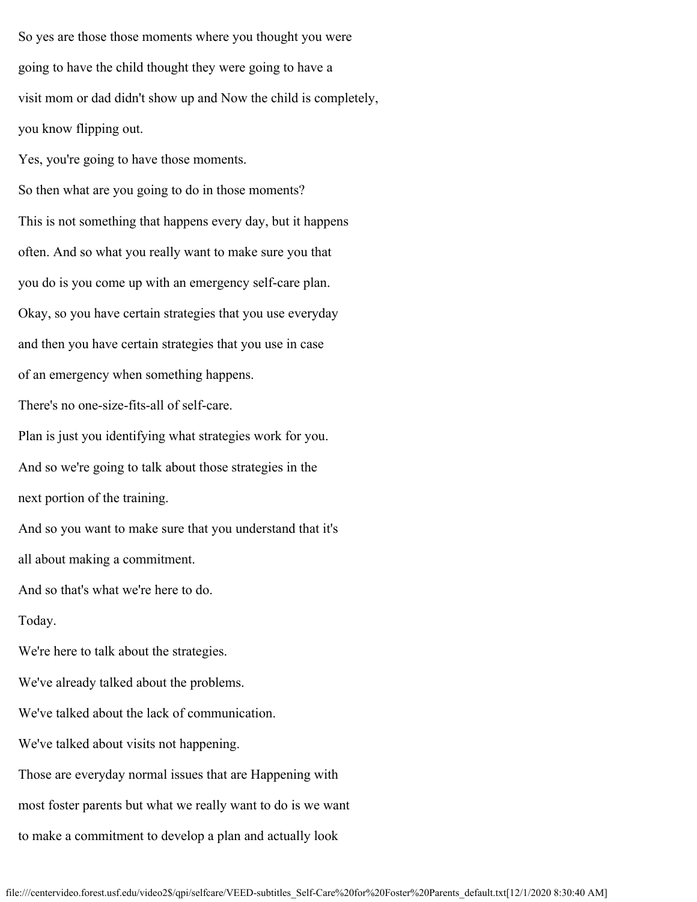So yes are those those moments where you thought you were

going to have the child thought they were going to have a

visit mom or dad didn't show up and Now the child is completely,

you know flipping out.

Yes, you're going to have those moments.

So then what are you going to do in those moments?

This is not something that happens every day, but it happens

often. And so what you really want to make sure you that

you do is you come up with an emergency self-care plan.

Okay, so you have certain strategies that you use everyday

and then you have certain strategies that you use in case

of an emergency when something happens.

There's no one-size-fits-all of self-care.

Plan is just you identifying what strategies work for you.

And so we're going to talk about those strategies in the

next portion of the training.

And so you want to make sure that you understand that it's

all about making a commitment.

And so that's what we're here to do.

Today.

We're here to talk about the strategies.

We've already talked about the problems.

We've talked about the lack of communication.

We've talked about visits not happening.

Those are everyday normal issues that are Happening with

most foster parents but what we really want to do is we want

to make a commitment to develop a plan and actually look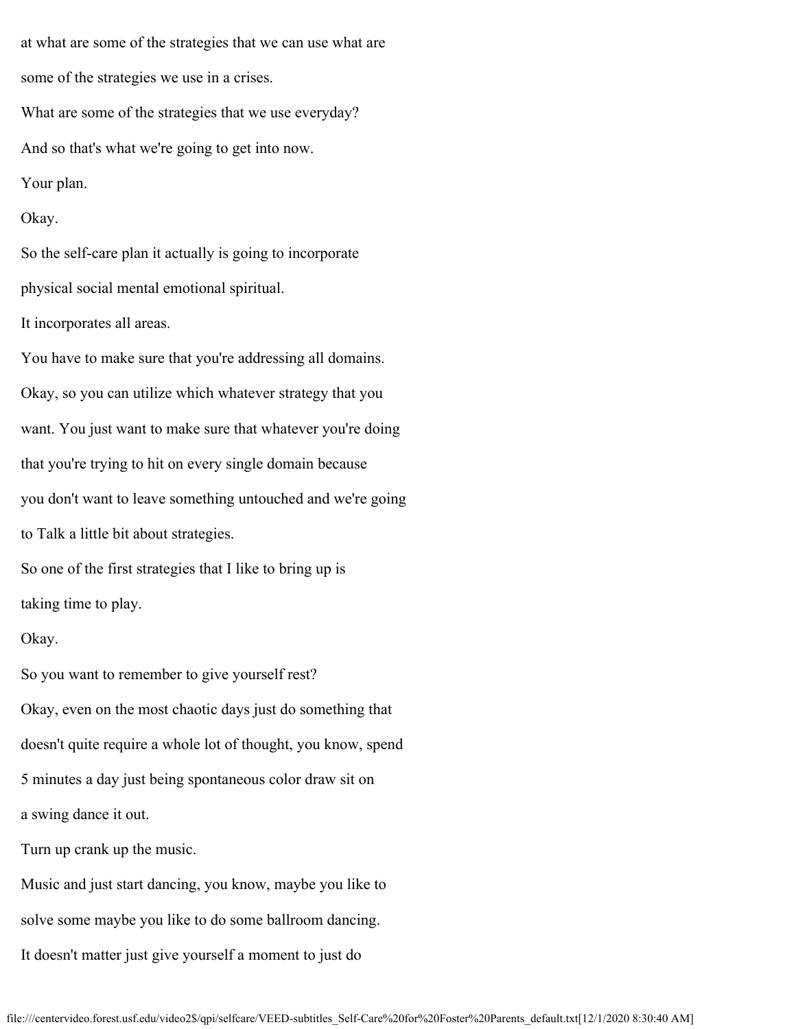at what are some of the strategies that we can use what are

some of the strategies we use in a crises.

What are some of the strategies that we use everyday?

And so that's what we're going to get into now.

Your plan.

Okay.

So the self-care plan it actually is going to incorporate

physical social mental emotional spiritual.

It incorporates all areas.

You have to make sure that you're addressing all domains.

Okay, so you can utilize which whatever strategy that you

want. You just want to make sure that whatever you're doing

that you're trying to hit on every single domain because

you don't want to leave something untouched and we're going

to Talk a little bit about strategies.

So one of the first strategies that I like to bring up is

taking time to play.

Okay.

So you want to remember to give yourself rest?

Okay, even on the most chaotic days just do something that

doesn't quite require a whole lot of thought, you know, spend

5 minutes a day just being spontaneous color draw sit on

a swing dance it out.

Turn up crank up the music.

Music and just start dancing, you know, maybe you like to

solve some maybe you like to do some ballroom dancing.

It doesn't matter just give yourself a moment to just do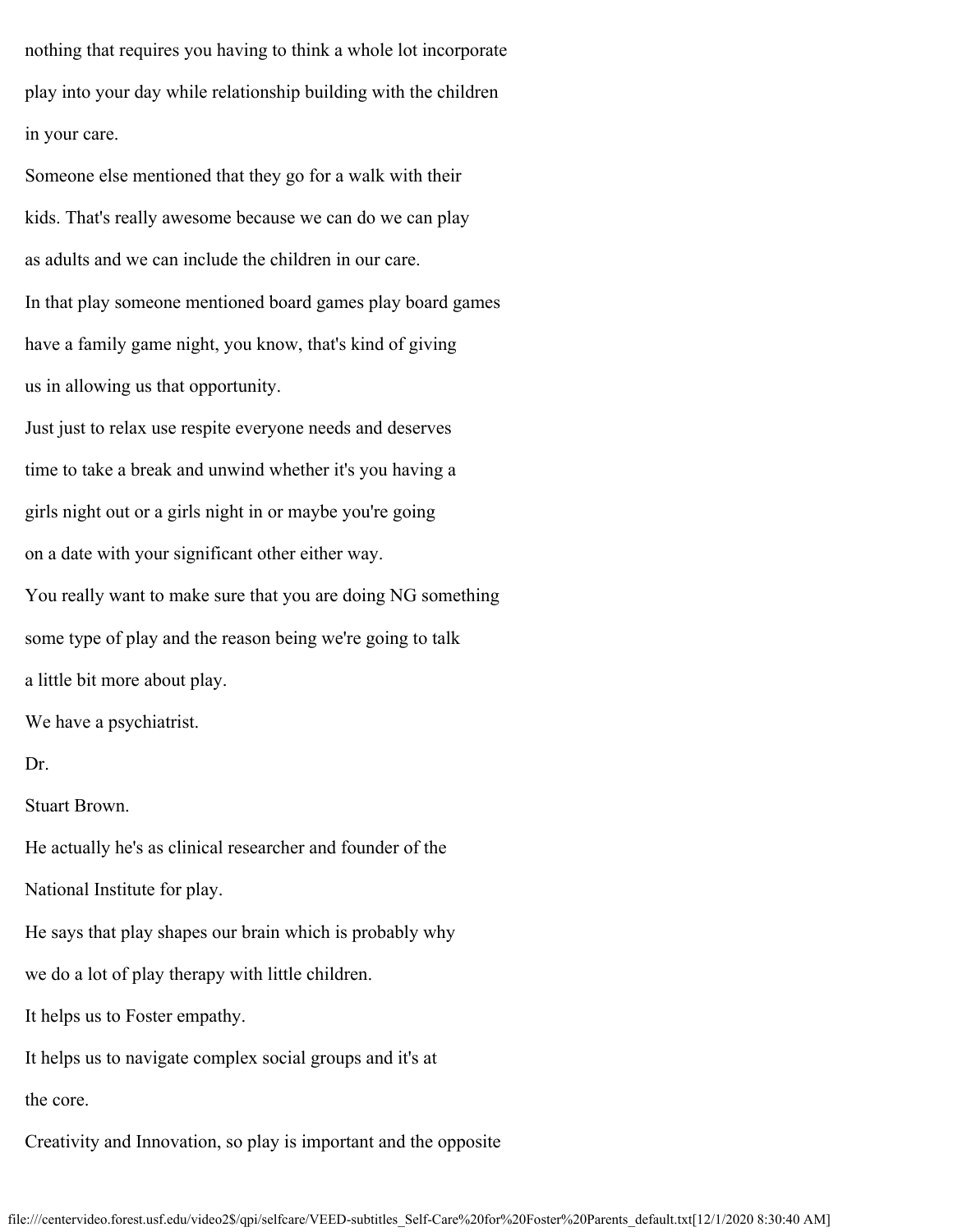nothing that requires you having to think a whole lot incorporate

play into your day while relationship building with the children

in your care.

Someone else mentioned that they go for a walk with their

kids. That's really awesome because we can do we can play

as adults and we can include the children in our care.

In that play someone mentioned board games play board games

have a family game night, you know, that's kind of giving

us in allowing us that opportunity.

Just just to relax use respite everyone needs and deserves

time to take a break and unwind whether it's you having a

girls night out or a girls night in or maybe you're going

on a date with your significant other either way.

You really want to make sure that you are doing NG something

some type of play and the reason being we're going to talk

a little bit more about play.

We have a psychiatrist.

Dr.

Stuart Brown.

He actually he's as clinical researcher and founder of the

National Institute for play.

He says that play shapes our brain which is probably why

we do a lot of play therapy with little children.

It helps us to Foster empathy.

It helps us to navigate complex social groups and it's at

the core.

Creativity and Innovation, so play is important and the opposite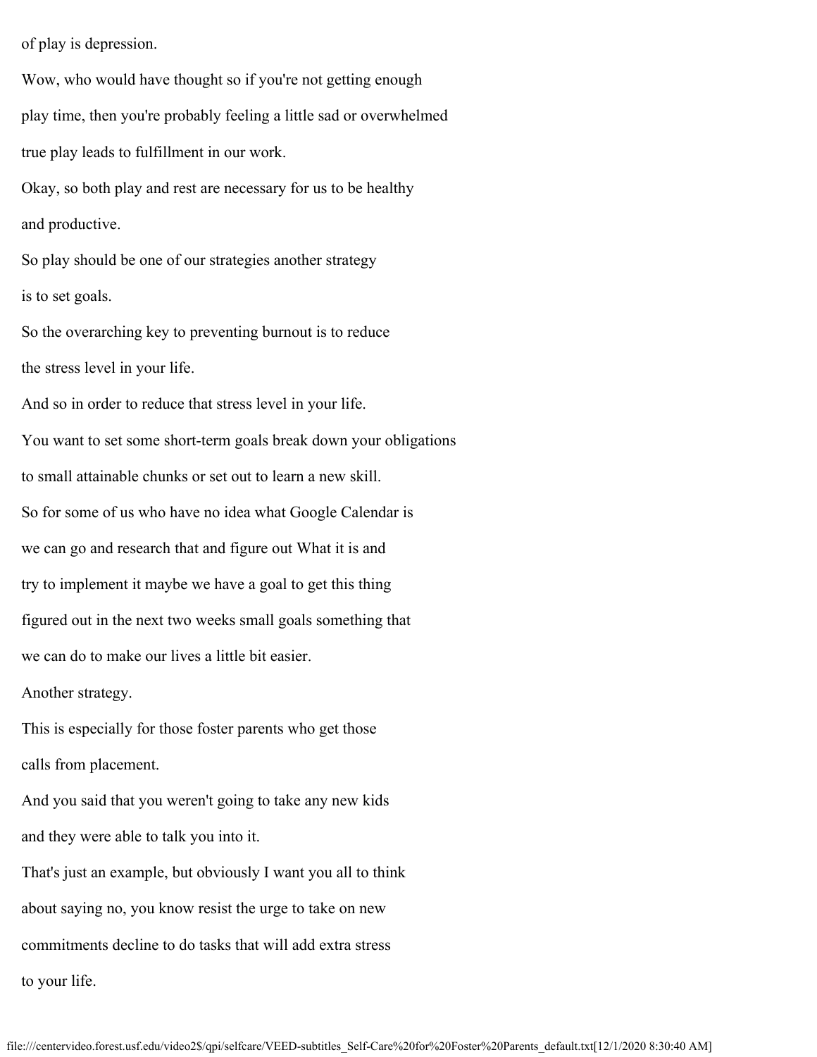of play is depression.

Wow, who would have thought so if you're not getting enough

play time, then you're probably feeling a little sad or overwhelmed

true play leads to fulfillment in our work.

Okay, so both play and rest are necessary for us to be healthy

and productive.

So play should be one of our strategies another strategy

is to set goals.

So the overarching key to preventing burnout is to reduce

the stress level in your life.

And so in order to reduce that stress level in your life.

You want to set some short-term goals break down your obligations

to small attainable chunks or set out to learn a new skill.

So for some of us who have no idea what Google Calendar is

we can go and research that and figure out What it is and

try to implement it maybe we have a goal to get this thing

figured out in the next two weeks small goals something that

we can do to make our lives a little bit easier.

Another strategy.

This is especially for those foster parents who get those

calls from placement.

And you said that you weren't going to take any new kids

and they were able to talk you into it.

That's just an example, but obviously I want you all to think

about saying no, you know resist the urge to take on new

commitments decline to do tasks that will add extra stress

to your life.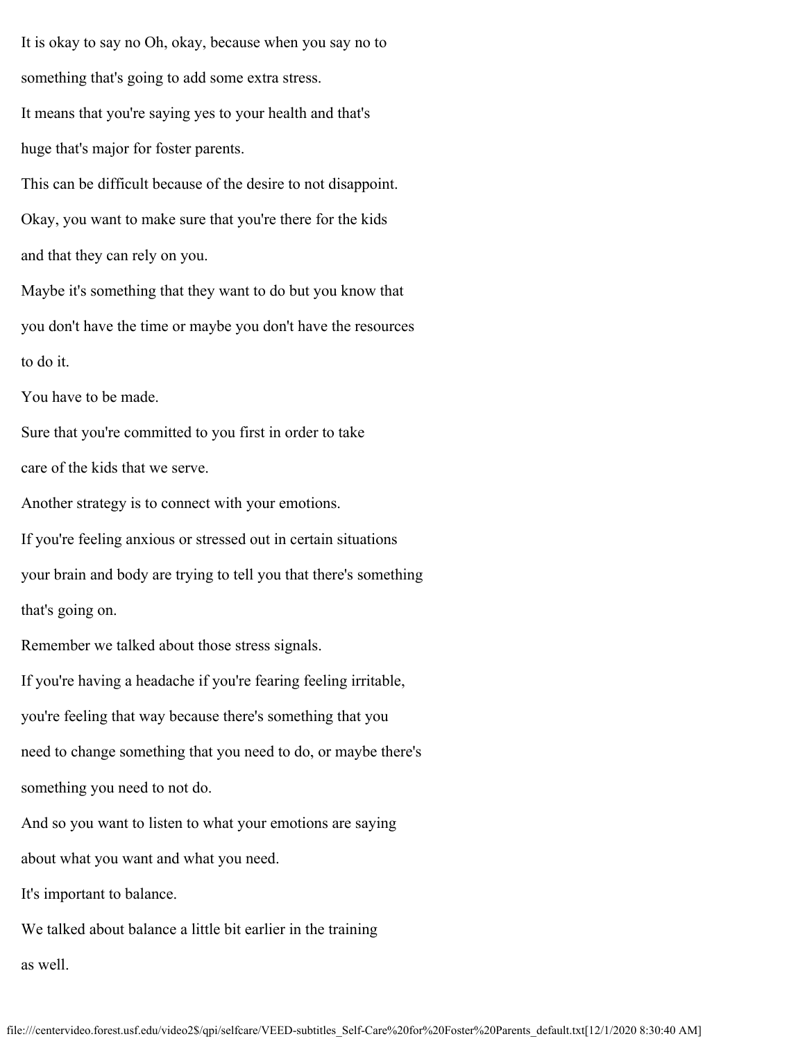It is okay to say no Oh, okay, because when you say no to

something that's going to add some extra stress.

It means that you're saying yes to your health and that's

huge that's major for foster parents.

This can be difficult because of the desire to not disappoint.

Okay, you want to make sure that you're there for the kids

and that they can rely on you.

Maybe it's something that they want to do but you know that

you don't have the time or maybe you don't have the resources

to do it.

You have to be made.

Sure that you're committed to you first in order to take

care of the kids that we serve.

Another strategy is to connect with your emotions.

If you're feeling anxious or stressed out in certain situations

your brain and body are trying to tell you that there's something

that's going on.

Remember we talked about those stress signals.

If you're having a headache if you're fearing feeling irritable,

you're feeling that way because there's something that you

need to change something that you need to do, or maybe there's

something you need to not do.

And so you want to listen to what your emotions are saying

about what you want and what you need.

It's important to balance.

We talked about balance a little bit earlier in the training

as well.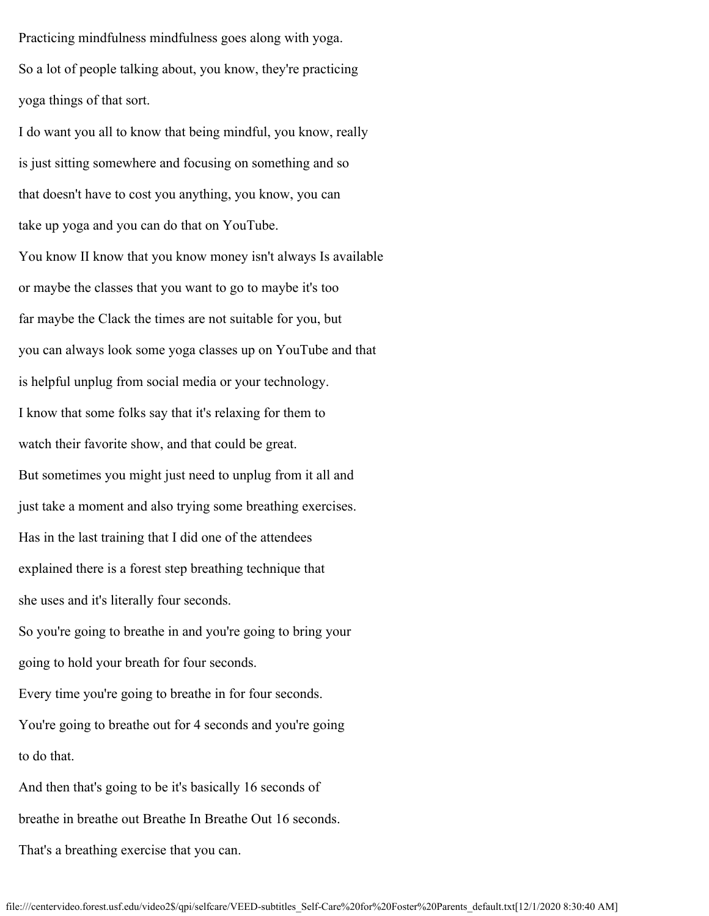Practicing mindfulness mindfulness goes along with yoga.

So a lot of people talking about, you know, they're practicing

yoga things of that sort.

I do want you all to know that being mindful, you know, really

is just sitting somewhere and focusing on something and so

that doesn't have to cost you anything, you know, you can

take up yoga and you can do that on YouTube.

You know II know that you know money isn't always Is available

or maybe the classes that you want to go to maybe it's too

far maybe the Clack the times are not suitable for you, but

you can always look some yoga classes up on YouTube and that

is helpful unplug from social media or your technology.

I know that some folks say that it's relaxing for them to

watch their favorite show, and that could be great.

But sometimes you might just need to unplug from it all and

just take a moment and also trying some breathing exercises.

Has in the last training that I did one of the attendees

explained there is a forest step breathing technique that

she uses and it's literally four seconds.

So you're going to breathe in and you're going to bring your

going to hold your breath for four seconds.

Every time you're going to breathe in for four seconds.

You're going to breathe out for 4 seconds and you're going

to do that.

And then that's going to be it's basically 16 seconds of

breathe in breathe out Breathe In Breathe Out 16 seconds.

That's a breathing exercise that you can.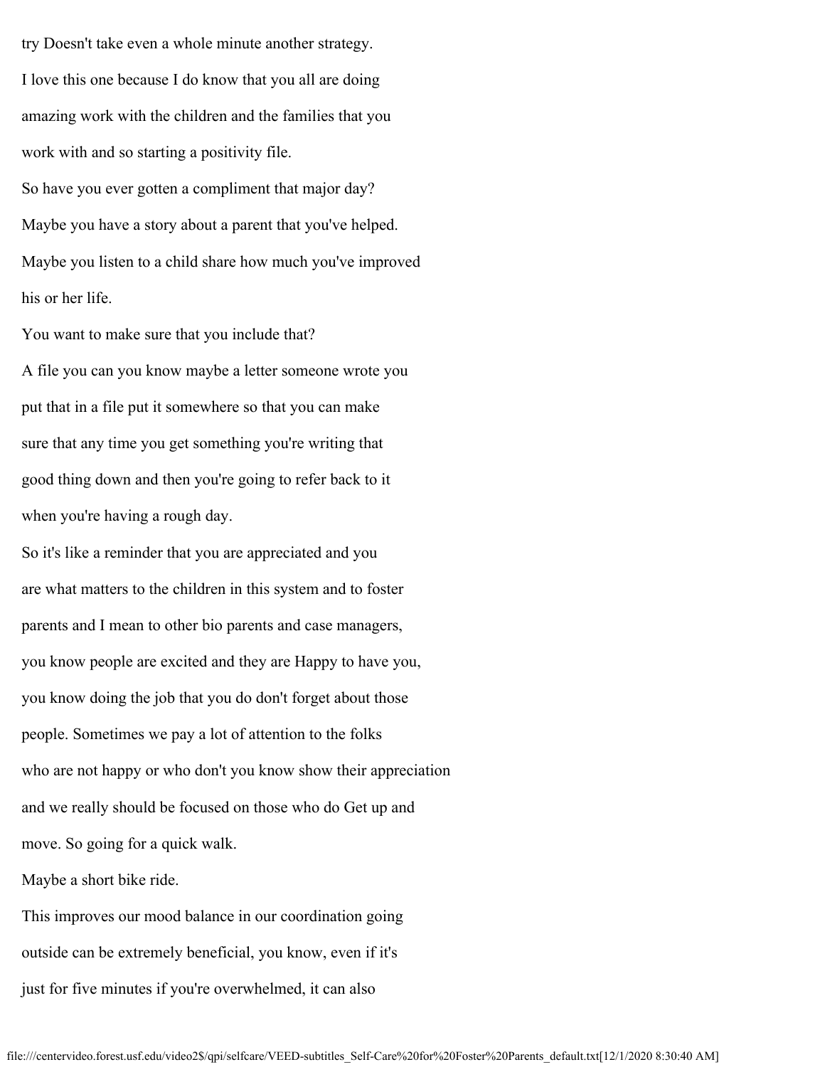try Doesn't take even a whole minute another strategy.

I love this one because I do know that you all are doing

amazing work with the children and the families that you

work with and so starting a positivity file.

So have you ever gotten a compliment that major day?

Maybe you have a story about a parent that you've helped.

Maybe you listen to a child share how much you've improved

his or her life.

You want to make sure that you include that?

A file you can you know maybe a letter someone wrote you

put that in a file put it somewhere so that you can make

sure that any time you get something you're writing that

good thing down and then you're going to refer back to it

when you're having a rough day.

So it's like a reminder that you are appreciated and you

are what matters to the children in this system and to foster

parents and I mean to other bio parents and case managers,

you know people are excited and they are Happy to have you,

you know doing the job that you do don't forget about those

people. Sometimes we pay a lot of attention to the folks

who are not happy or who don't you know show their appreciation

and we really should be focused on those who do Get up and

move. So going for a quick walk.

Maybe a short bike ride.

This improves our mood balance in our coordination going

outside can be extremely beneficial, you know, even if it's

just for five minutes if you're overwhelmed, it can also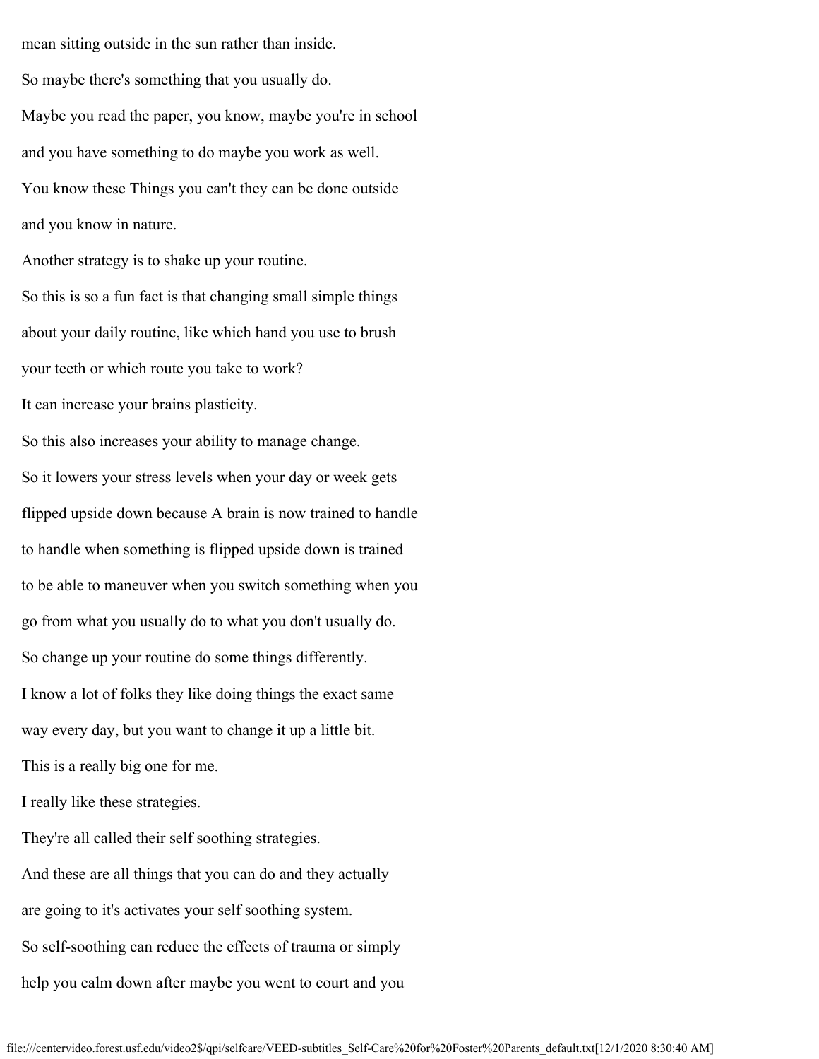mean sitting outside in the sun rather than inside.

So maybe there's something that you usually do.

Maybe you read the paper, you know, maybe you're in school

and you have something to do maybe you work as well.

You know these Things you can't they can be done outside

and you know in nature.

Another strategy is to shake up your routine.

So this is so a fun fact is that changing small simple things

about your daily routine, like which hand you use to brush

your teeth or which route you take to work?

It can increase your brains plasticity.

So this also increases your ability to manage change.

So it lowers your stress levels when your day or week gets

flipped upside down because A brain is now trained to handle

to handle when something is flipped upside down is trained

to be able to maneuver when you switch something when you

go from what you usually do to what you don't usually do.

So change up your routine do some things differently.

I know a lot of folks they like doing things the exact same

way every day, but you want to change it up a little bit.

This is a really big one for me.

I really like these strategies.

They're all called their self soothing strategies.

And these are all things that you can do and they actually

are going to it's activates your self soothing system.

So self-soothing can reduce the effects of trauma or simply

help you calm down after maybe you went to court and you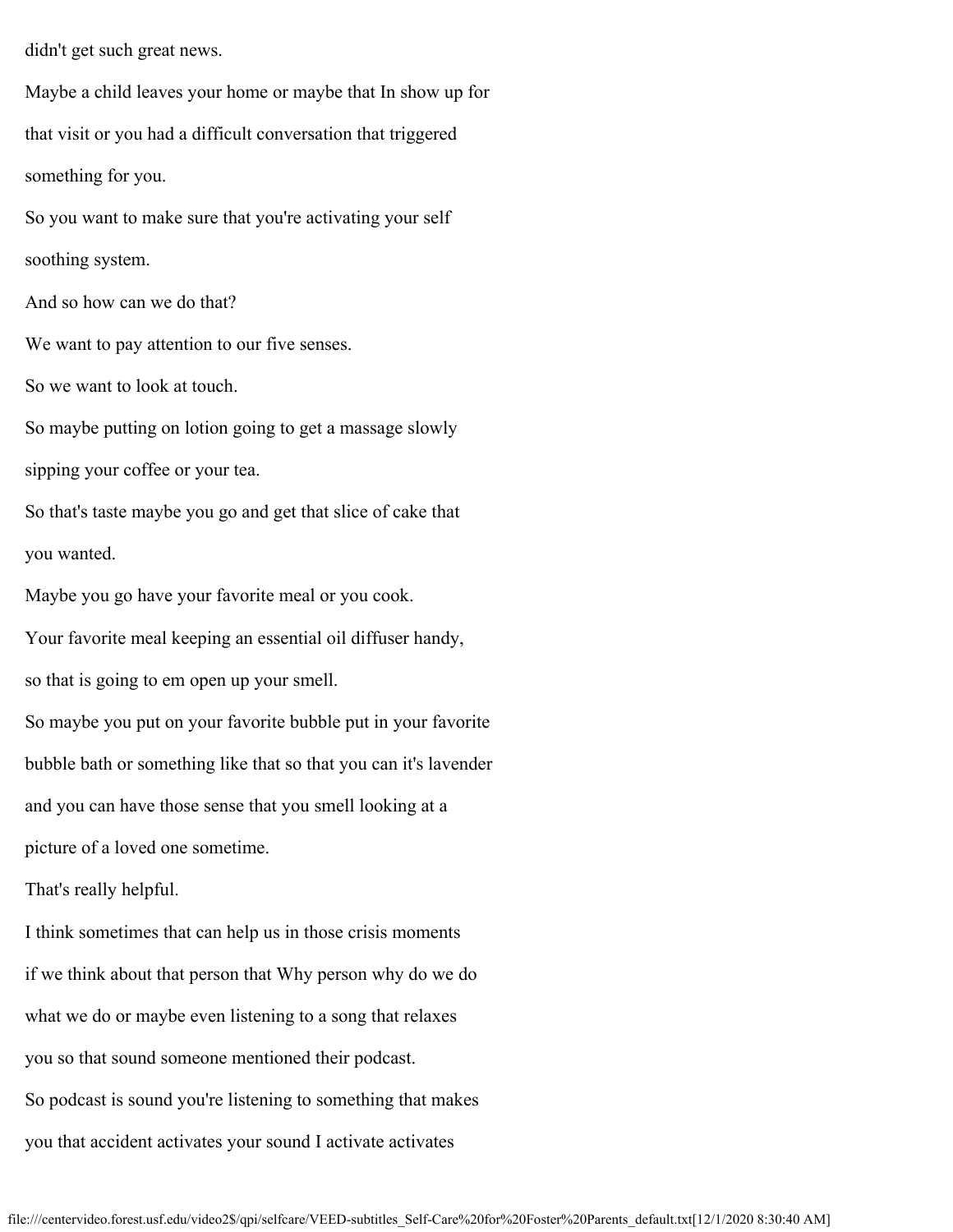didn't get such great news.

Maybe a child leaves your home or maybe that In show up for that visit or you had a difficult conversation that triggered something for you.

So you want to make sure that you're activating your self soothing system.

And so how can we do that?

We want to pay attention to our five senses.

So we want to look at touch.

So maybe putting on lotion going to get a massage slowly sipping your coffee or your tea.

So that's taste maybe you go and get that slice of cake that you wanted.

Maybe you go have your favorite meal or you cook.

Your favorite meal keeping an essential oil diffuser handy, so that is going to em open up your smell.

So maybe you put on your favorite bubble put in your favorite bubble bath or something like that so that you can it's lavender and you can have those sense that you smell looking at a picture of a loved one sometime.

That's really helpful.

I think sometimes that can help us in those crisis moments if we think about that person that Why person why do we do what we do or maybe even listening to a song that relaxes you so that sound someone mentioned their podcast.

So podcast is sound you're listening to something that makes you that accident activates your sound I activate activates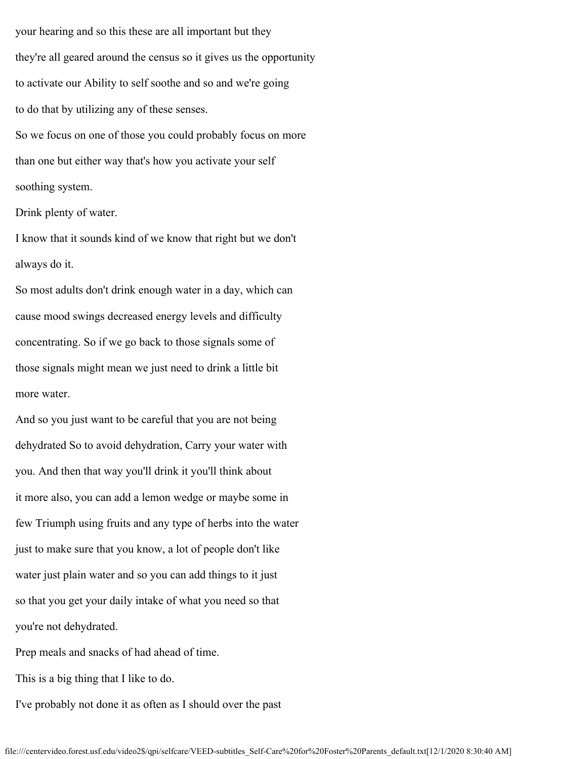your hearing and so this these are all important but they

they're all geared around the census so it gives us the opportunity

to activate our Ability to self soothe and so and we're going

to do that by utilizing any of these senses.

So we focus on one of those you could probably focus on more

than one but either way that's how you activate your self

soothing system.

Drink plenty of water.

I know that it sounds kind of we know that right but we don't

always do it.

So most adults don't drink enough water in a day, which can

cause mood swings decreased energy levels and difficulty

concentrating. So if we go back to those signals some of

those signals might mean we just need to drink a little bit

more water.

And so you just want to be careful that you are not being

dehydrated So to avoid dehydration, Carry your water with

you. And then that way you'll drink it you'll think about

it more also, you can add a lemon wedge or maybe some in

few Triumph using fruits and any type of herbs into the water

just to make sure that you know, a lot of people don't like

water just plain water and so you can add things to it just

so that you get your daily intake of what you need so that

you're not dehydrated.

Prep meals and snacks of had ahead of time.

This is a big thing that I like to do.

I've probably not done it as often as I should over the past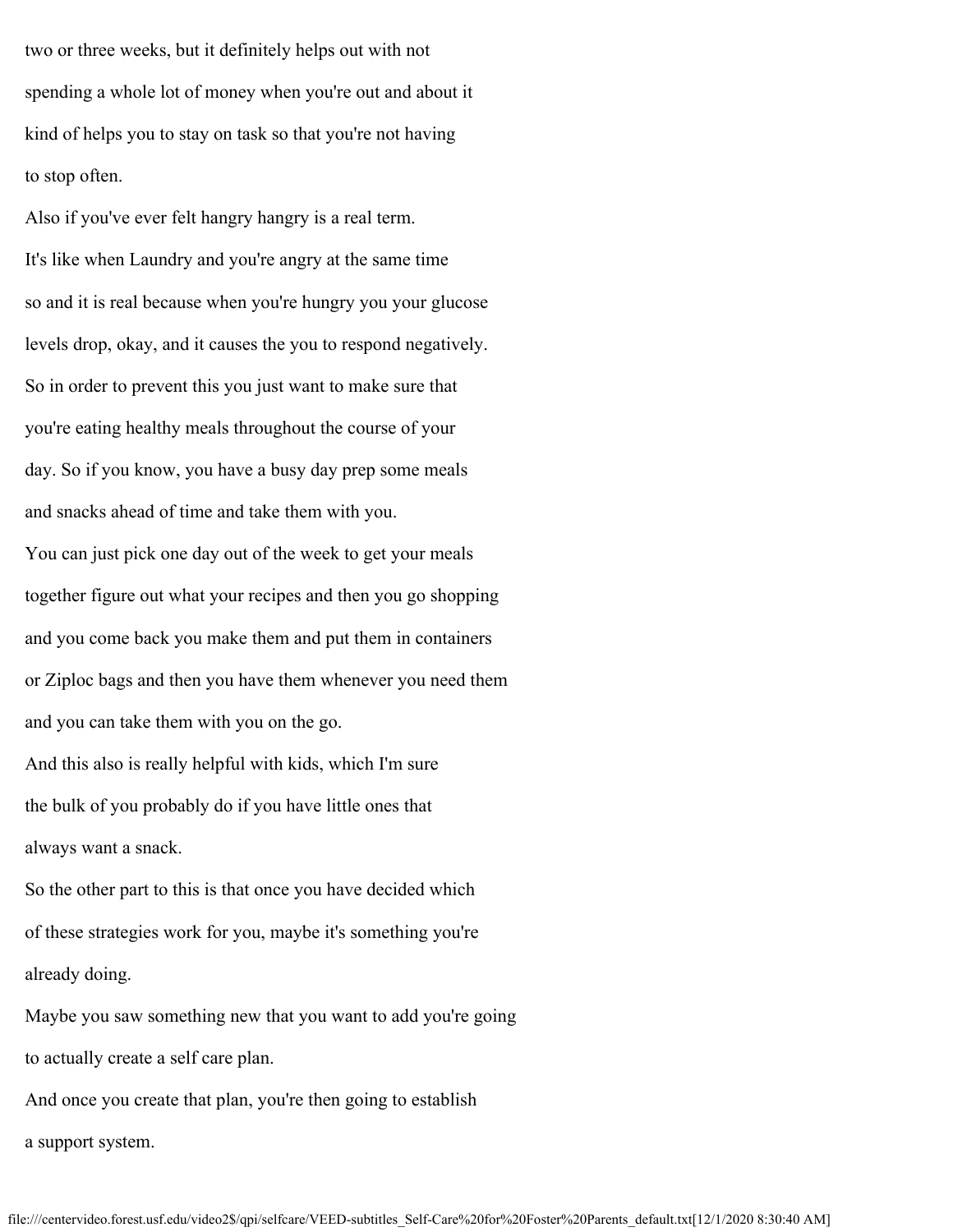two or three weeks, but it definitely helps out with not

spending a whole lot of money when you're out and about it

kind of helps you to stay on task so that you're not having

to stop often.

Also if you've ever felt hangry hangry is a real term.

It's like when Laundry and you're angry at the same time

so and it is real because when you're hungry you your glucose

levels drop, okay, and it causes the you to respond negatively.

So in order to prevent this you just want to make sure that

you're eating healthy meals throughout the course of your

day. So if you know, you have a busy day prep some meals

and snacks ahead of time and take them with you.

You can just pick one day out of the week to get your meals

together figure out what your recipes and then you go shopping

and you come back you make them and put them in containers

or Ziploc bags and then you have them whenever you need them

and you can take them with you on the go.

And this also is really helpful with kids, which I'm sure

the bulk of you probably do if you have little ones that

always want a snack.

So the other part to this is that once you have decided which

of these strategies work for you, maybe it's something you're

already doing.

Maybe you saw something new that you want to add you're going

to actually create a self care plan.

And once you create that plan, you're then going to establish

a support system.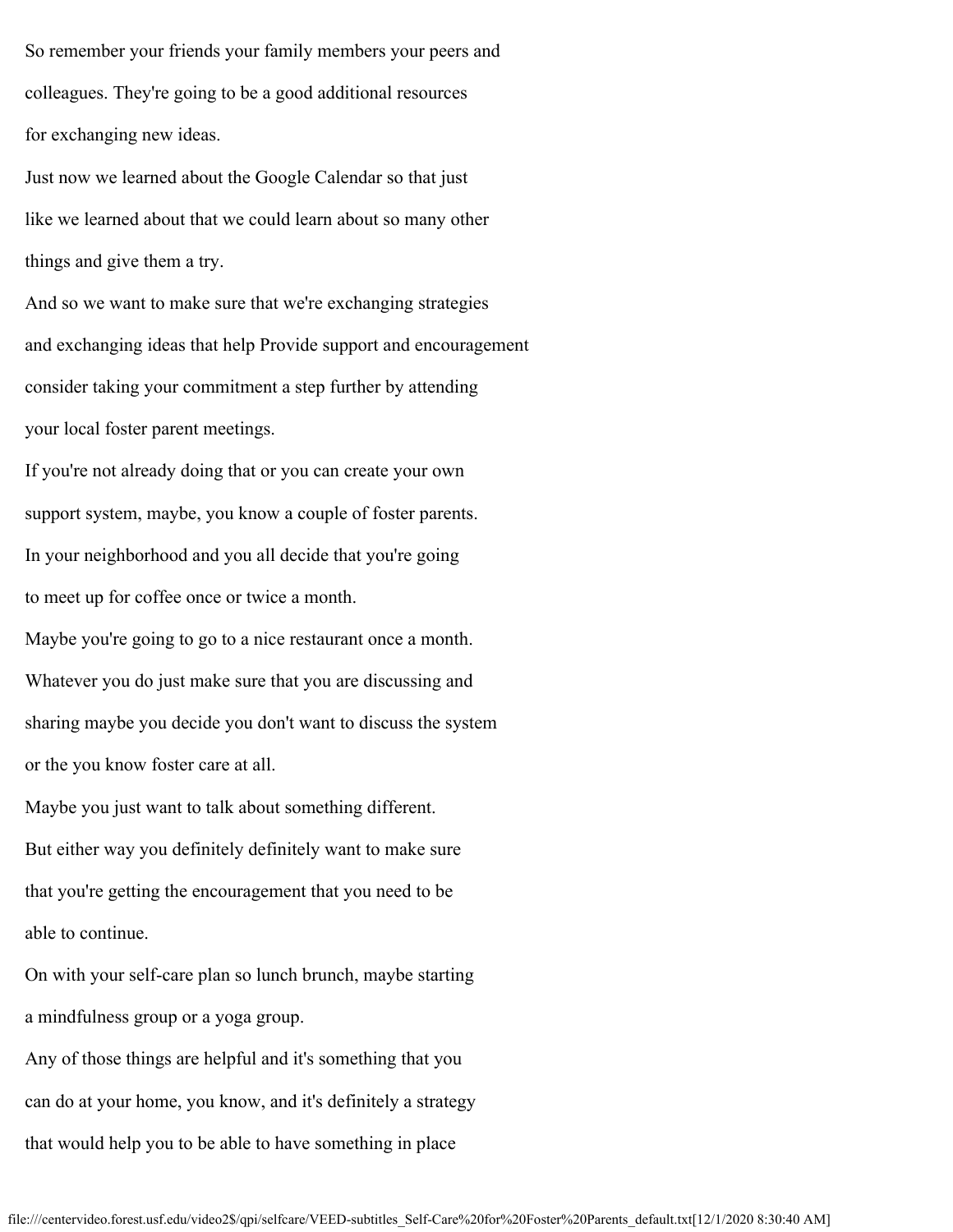So remember your friends your family members your peers and

colleagues. They're going to be a good additional resources

for exchanging new ideas.

Just now we learned about the Google Calendar so that just

like we learned about that we could learn about so many other

things and give them a try.

And so we want to make sure that we're exchanging strategies

and exchanging ideas that help Provide support and encouragement

consider taking your commitment a step further by attending

your local foster parent meetings.

If you're not already doing that or you can create your own

support system, maybe, you know a couple of foster parents.

In your neighborhood and you all decide that you're going

to meet up for coffee once or twice a month.

Maybe you're going to go to a nice restaurant once a month.

Whatever you do just make sure that you are discussing and

sharing maybe you decide you don't want to discuss the system

or the you know foster care at all.

Maybe you just want to talk about something different.

But either way you definitely definitely want to make sure

that you're getting the encouragement that you need to be

able to continue.

On with your self-care plan so lunch brunch, maybe starting

a mindfulness group or a yoga group.

Any of those things are helpful and it's something that you

can do at your home, you know, and it's definitely a strategy

that would help you to be able to have something in place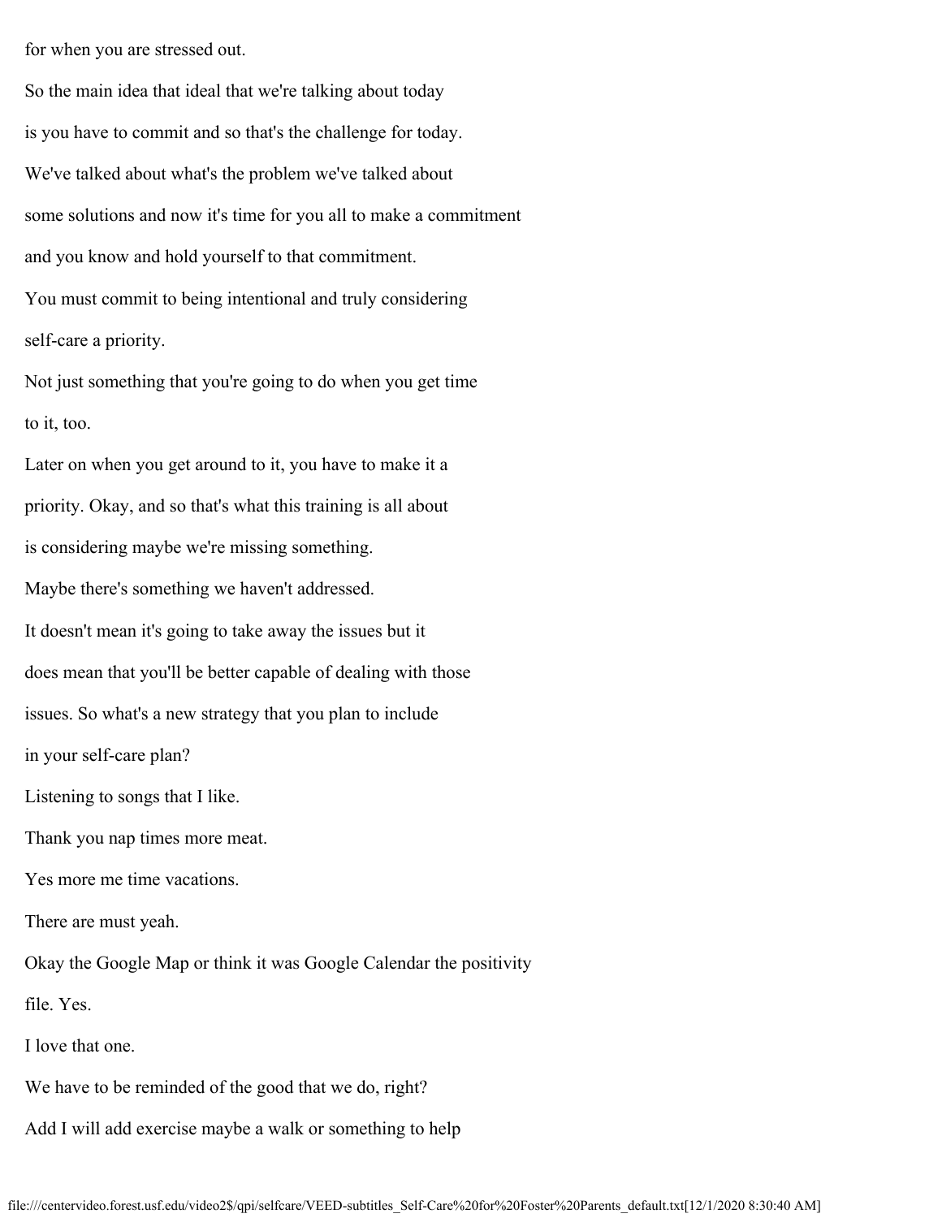for when you are stressed out.

So the main idea that ideal that we're talking about today

is you have to commit and so that's the challenge for today.

We've talked about what's the problem we've talked about

some solutions and now it's time for you all to make a commitment

and you know and hold yourself to that commitment.

You must commit to being intentional and truly considering

self-care a priority.

Not just something that you're going to do when you get time

to it, too.

Later on when you get around to it, you have to make it a

priority. Okay, and so that's what this training is all about

is considering maybe we're missing something.

Maybe there's something we haven't addressed.

It doesn't mean it's going to take away the issues but it

does mean that you'll be better capable of dealing with those

issues. So what's a new strategy that you plan to include

in your self-care plan?

Listening to songs that I like.

Thank you nap times more meat.

Yes more me time vacations.

There are must yeah.

Okay the Google Map or think it was Google Calendar the positivity

file. Yes.

I love that one.

We have to be reminded of the good that we do, right?

Add I will add exercise maybe a walk or something to help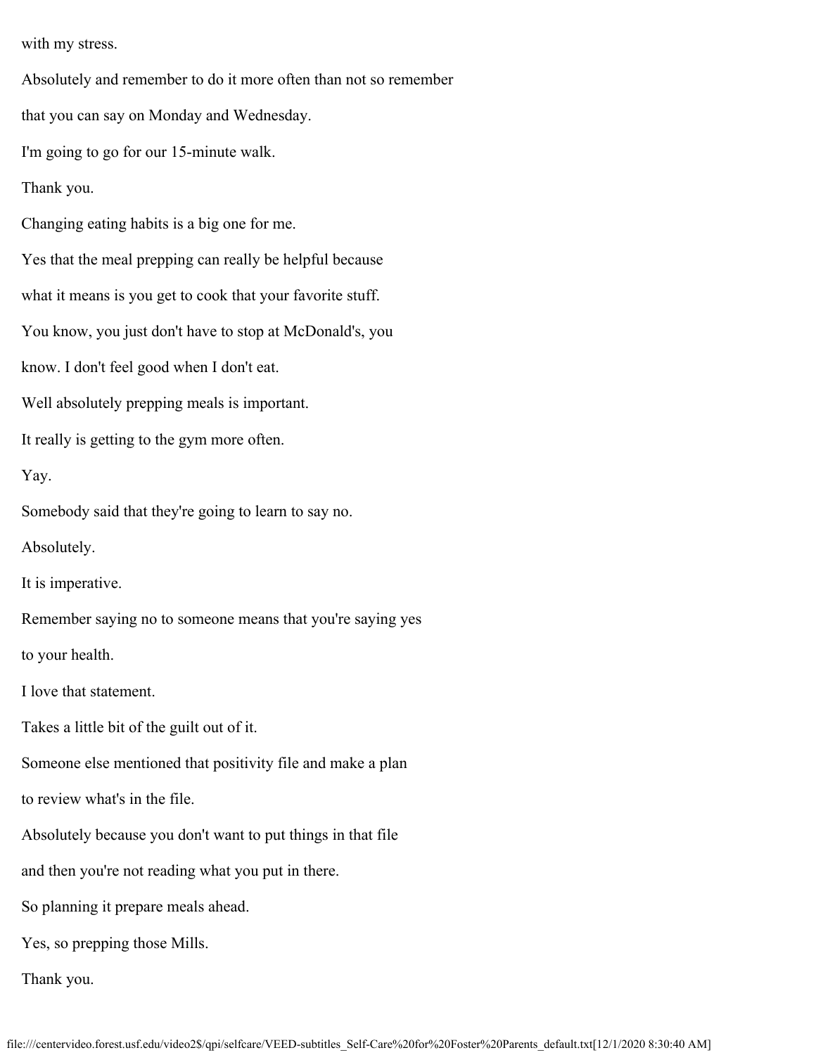with my stress.

Absolutely and remember to do it more often than not so remember

that you can say on Monday and Wednesday.

I'm going to go for our 15-minute walk.

Thank you.

Changing eating habits is a big one for me.

Yes that the meal prepping can really be helpful because

what it means is you get to cook that your favorite stuff.

You know, you just don't have to stop at McDonald's, you

know. I don't feel good when I don't eat.

Well absolutely prepping meals is important.

It really is getting to the gym more often.

Yay.

Somebody said that they're going to learn to say no.

Absolutely.

It is imperative.

Remember saying no to someone means that you're saying yes

to your health.

I love that statement.

Takes a little bit of the guilt out of it.

Someone else mentioned that positivity file and make a plan

to review what's in the file.

Absolutely because you don't want to put things in that file

and then you're not reading what you put in there.

So planning it prepare meals ahead.

Yes, so prepping those Mills.

Thank you.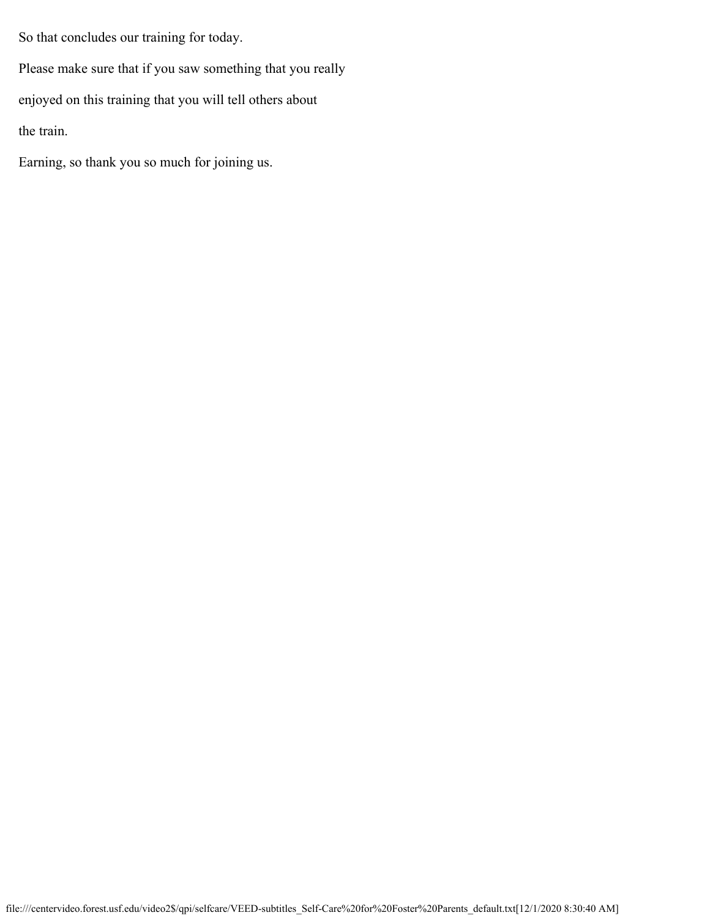So that concludes our training for today.

Please make sure that if you saw something that you really

enjoyed on this training that you will tell others about

the train.

Earning, so thank you so much for joining us.